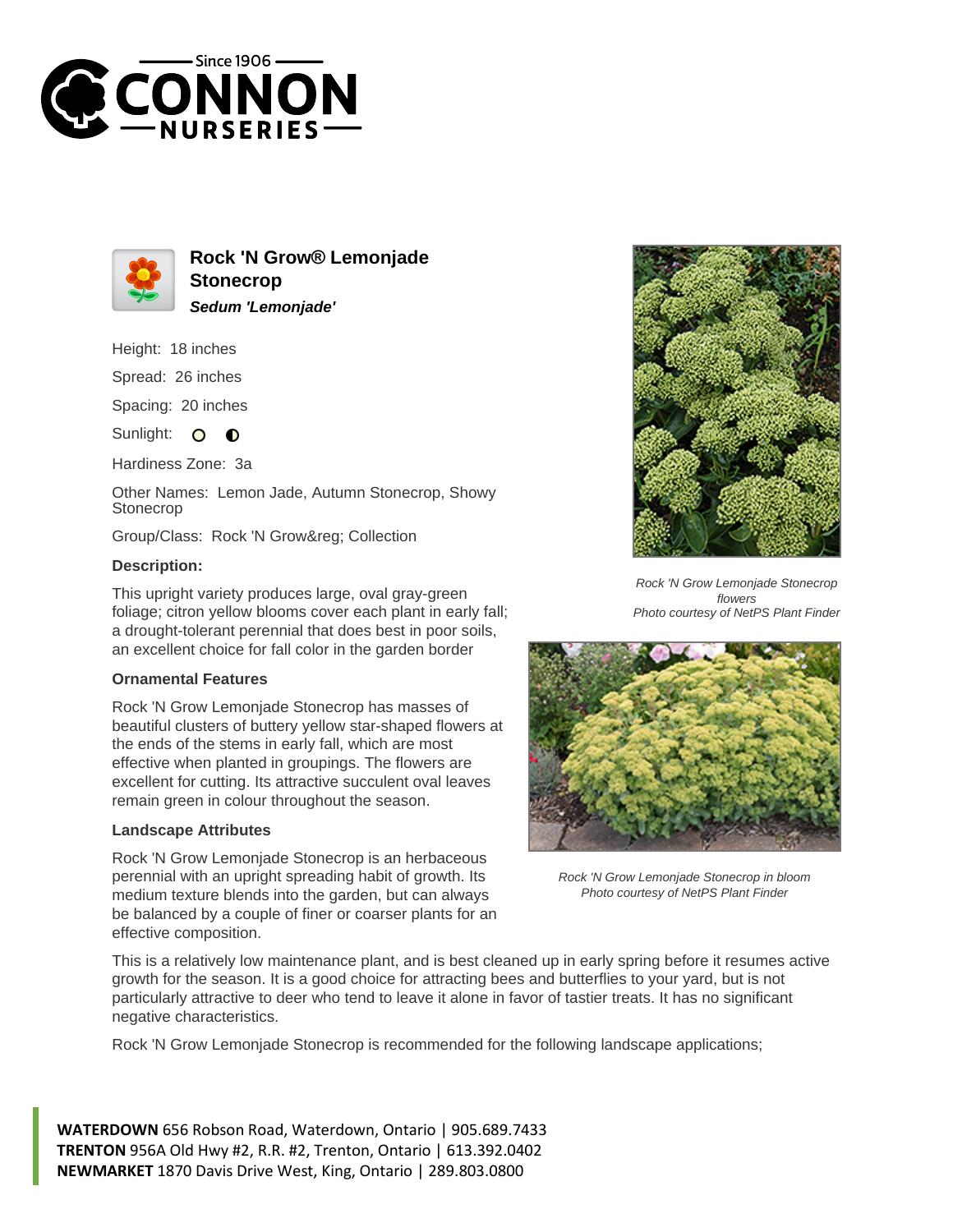# Rock 'N Grow® Lemonjade Stonecrop

***Sedum 'Lemonjade'***

Height: 18 inches

Spread: 26 inches

Spacing: 20 inches

Sunlight:

Hardiness Zone: 3a

Other Names: Lemon Jade, Autumn Stonecrop, Showy Stonecrop

Group/Class: Rock 'N Grow&reg; Collection

### Description:

This upright variety produces large, oval gray-green foliage; citron yellow blooms cover each plant in early fall; a drought-tolerant perennial that does best in poor soils, an excellent choice for fall color in the garden border

### Ornamental Features

Rock 'N Grow Lemonjade Stonecrop has masses of beautiful clusters of buttery yellow star-shaped flowers at the ends of the stems in early fall, which are most effective when planted in groupings. The flowers are excellent for cutting. Its attractive succulent oval leaves remain green in colour throughout the season.

### Landscape Attributes

Rock 'N Grow Lemonjade Stonecrop is an herbaceous perennial with an upright spreading habit of growth. Its medium texture blends into the garden, but can always be balanced by a couple of finer or coarser plants for an effective composition.

*Rock 'N Grow Lemonjade Stonecrop flowers*
*Photo courtesy of NetPS Plant Finder*

*Rock 'N Grow Lemonjade Stonecrop in bloom*
*Photo courtesy of NetPS Plant Finder*

This is a relatively low maintenance plant, and is best cleaned up in early spring before it resumes active growth for the season. It is a good choice for attracting bees and butterflies to your yard, but is not particularly attractive to deer who tend to leave it alone in favor of tastier treats. It has no significant negative characteristics.

Rock 'N Grow Lemonjade Stonecrop is recommended for the following landscape applications;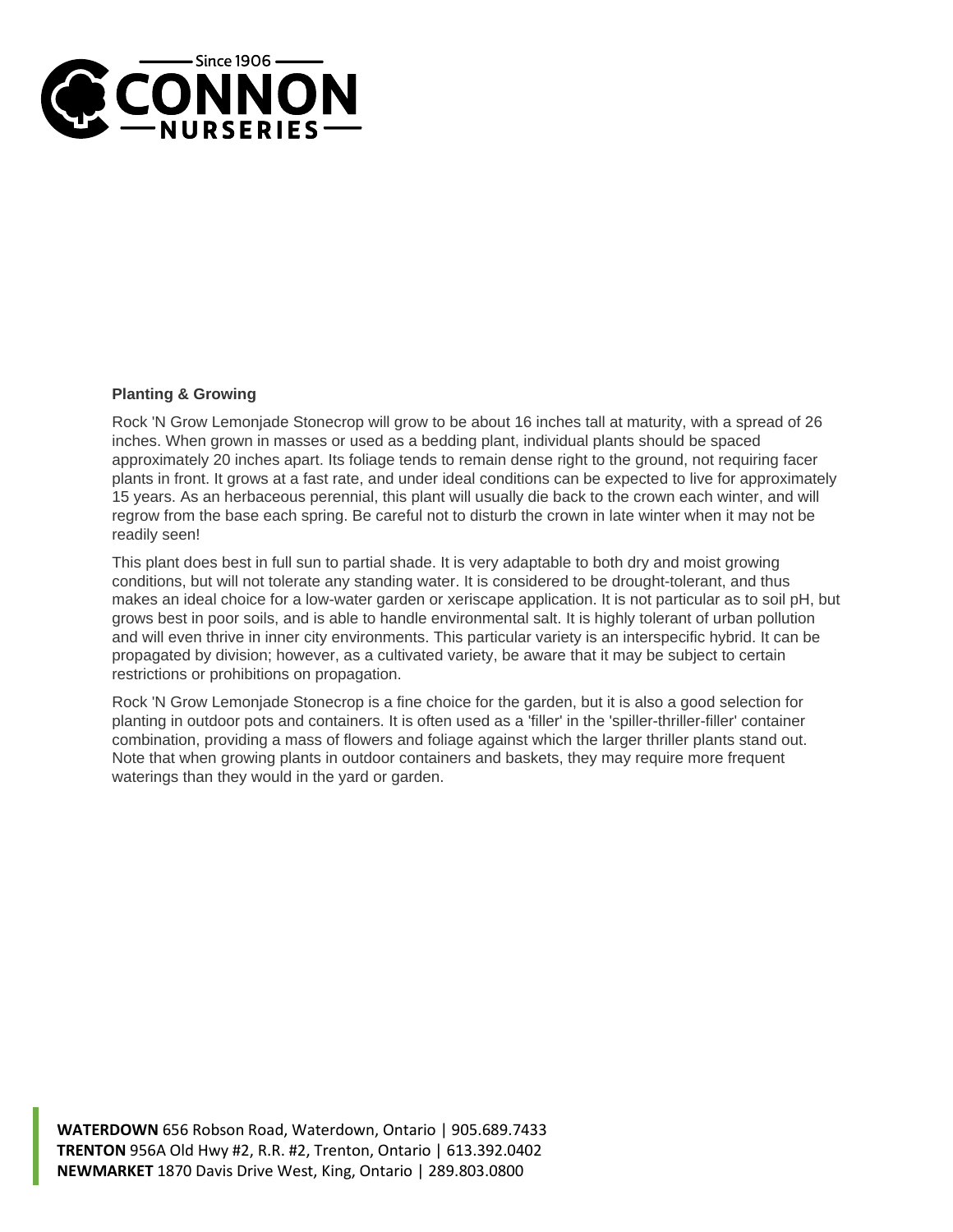### Planting & Growing

Rock 'N Grow Lemonjade Stonecrop will grow to be about 16 inches tall at maturity, with a spread of 26 inches. When grown in masses or used as a bedding plant, individual plants should be spaced approximately 20 inches apart. Its foliage tends to remain dense right to the ground, not requiring facer plants in front. It grows at a fast rate, and under ideal conditions can be expected to live for approximately 15 years. As an herbaceous perennial, this plant will usually die back to the crown each winter, and will regrow from the base each spring. Be careful not to disturb the crown in late winter when it may not be readily seen!

This plant does best in full sun to partial shade. It is very adaptable to both dry and moist growing conditions, but will not tolerate any standing water. It is considered to be drought-tolerant, and thus makes an ideal choice for a low-water garden or xeriscape application. It is not particular as to soil pH, but grows best in poor soils, and is able to handle environmental salt. It is highly tolerant of urban pollution and will even thrive in inner city environments. This particular variety is an interspecific hybrid. It can be propagated by division; however, as a cultivated variety, be aware that it may be subject to certain restrictions or prohibitions on propagation.

Rock 'N Grow Lemonjade Stonecrop is a fine choice for the garden, but it is also a good selection for planting in outdoor pots and containers. It is often used as a 'filler' in the 'spiller-thriller-filler' container combination, providing a mass of flowers and foliage against which the larger thriller plants stand out. Note that when growing plants in outdoor containers and baskets, they may require more frequent waterings than they would in the yard or garden.